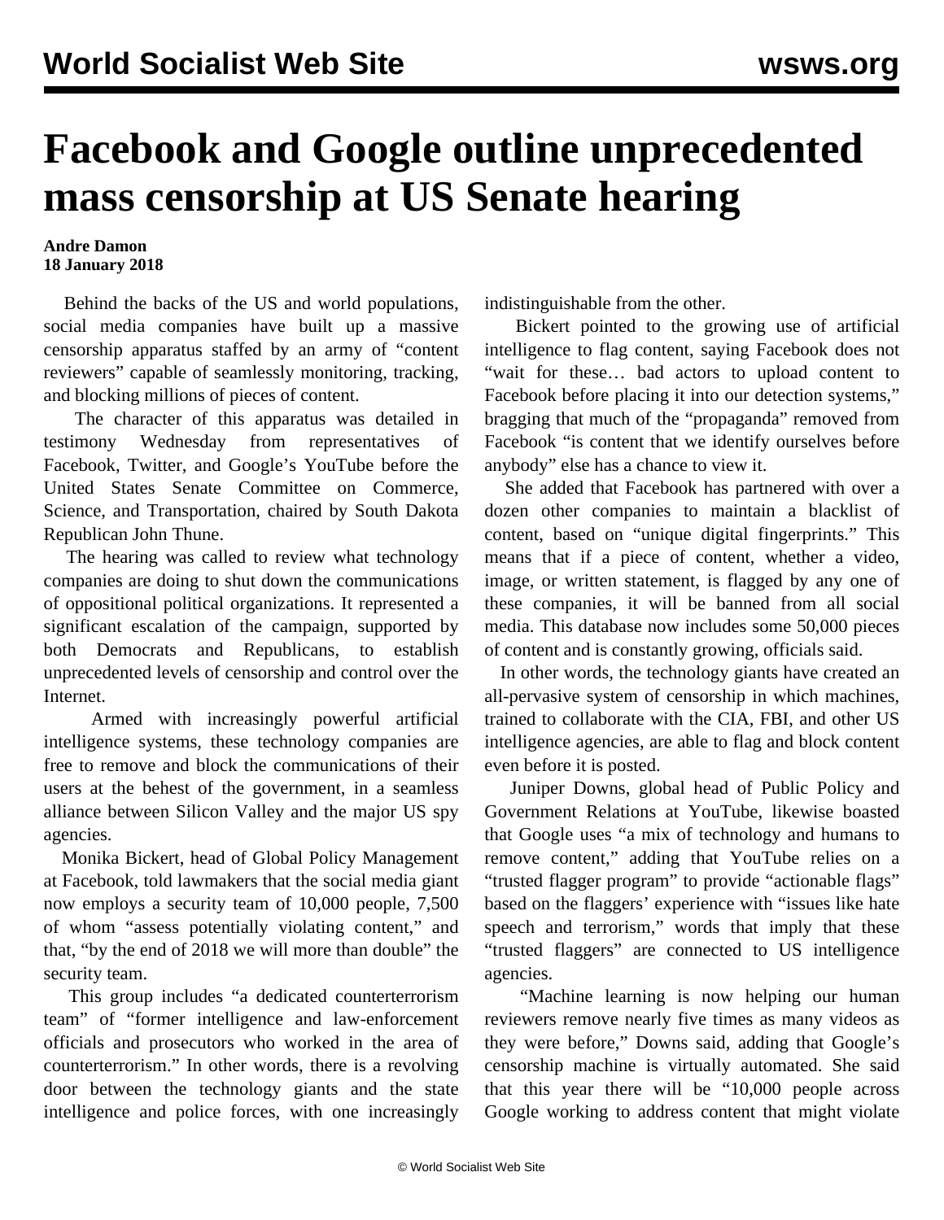# Facebook and Google outline unprecedented mass censorship at US Senate hearing

**Andre Damon**
**18 January 2018**

Behind the backs of the US and world populations, social media companies have built up a massive censorship apparatus staffed by an army of "content reviewers" capable of seamlessly monitoring, tracking, and blocking millions of pieces of content.

The character of this apparatus was detailed in testimony Wednesday from representatives of Facebook, Twitter, and Google's YouTube before the United States Senate Committee on Commerce, Science, and Transportation, chaired by South Dakota Republican John Thune.

The hearing was called to review what technology companies are doing to shut down the communications of oppositional political organizations. It represented a significant escalation of the campaign, supported by both Democrats and Republicans, to establish unprecedented levels of censorship and control over the Internet.

Armed with increasingly powerful artificial intelligence systems, these technology companies are free to remove and block the communications of their users at the behest of the government, in a seamless alliance between Silicon Valley and the major US spy agencies.

Monika Bickert, head of Global Policy Management at Facebook, told lawmakers that the social media giant now employs a security team of 10,000 people, 7,500 of whom "assess potentially violating content," and that, "by the end of 2018 we will more than double" the security team.

This group includes "a dedicated counterterrorism team" of "former intelligence and law-enforcement officials and prosecutors who worked in the area of counterterrorism." In other words, there is a revolving door between the technology giants and the state intelligence and police forces, with one increasingly indistinguishable from the other.

Bickert pointed to the growing use of artificial intelligence to flag content, saying Facebook does not "wait for these… bad actors to upload content to Facebook before placing it into our detection systems," bragging that much of the "propaganda" removed from Facebook "is content that we identify ourselves before anybody" else has a chance to view it.

She added that Facebook has partnered with over a dozen other companies to maintain a blacklist of content, based on "unique digital fingerprints." This means that if a piece of content, whether a video, image, or written statement, is flagged by any one of these companies, it will be banned from all social media. This database now includes some 50,000 pieces of content and is constantly growing, officials said.

In other words, the technology giants have created an all-pervasive system of censorship in which machines, trained to collaborate with the CIA, FBI, and other US intelligence agencies, are able to flag and block content even before it is posted.

Juniper Downs, global head of Public Policy and Government Relations at YouTube, likewise boasted that Google uses "a mix of technology and humans to remove content," adding that YouTube relies on a "trusted flagger program" to provide "actionable flags" based on the flaggers' experience with "issues like hate speech and terrorism," words that imply that these "trusted flaggers" are connected to US intelligence agencies.

"Machine learning is now helping our human reviewers remove nearly five times as many videos as they were before," Downs said, adding that Google's censorship machine is virtually automated. She said that this year there will be "10,000 people across Google working to address content that might violate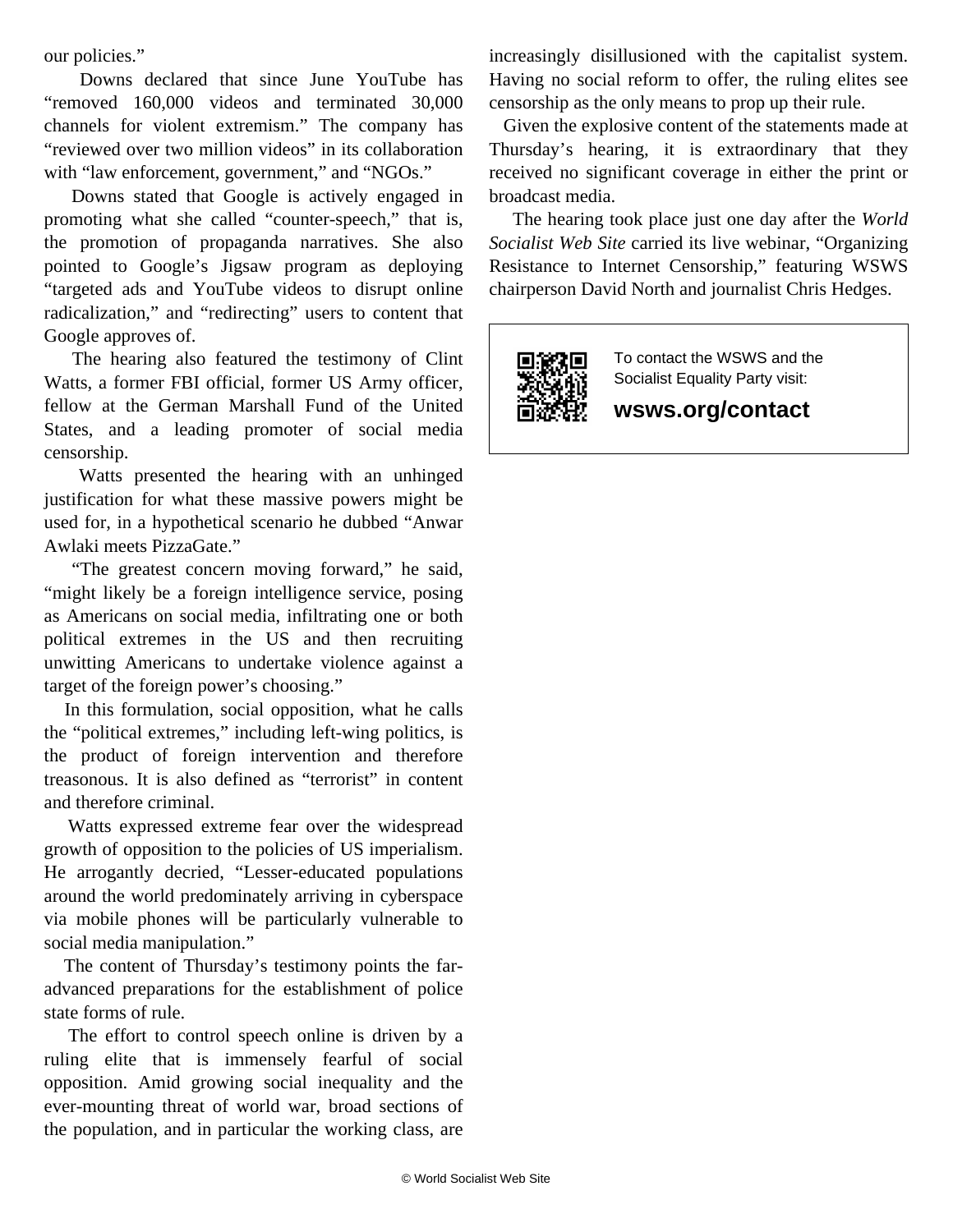our policies."

Downs declared that since June YouTube has "removed 160,000 videos and terminated 30,000 channels for violent extremism." The company has "reviewed over two million videos" in its collaboration with "law enforcement, government," and "NGOs."

Downs stated that Google is actively engaged in promoting what she called "counter-speech," that is, the promotion of propaganda narratives. She also pointed to Google's Jigsaw program as deploying "targeted ads and YouTube videos to disrupt online radicalization," and "redirecting" users to content that Google approves of.

The hearing also featured the testimony of Clint Watts, a former FBI official, former US Army officer, fellow at the German Marshall Fund of the United States, and a leading promoter of social media censorship.

Watts presented the hearing with an unhinged justification for what these massive powers might be used for, in a hypothetical scenario he dubbed "Anwar Awlaki meets PizzaGate."

"The greatest concern moving forward," he said, "might likely be a foreign intelligence service, posing as Americans on social media, infiltrating one or both political extremes in the US and then recruiting unwitting Americans to undertake violence against a target of the foreign power's choosing."

In this formulation, social opposition, what he calls the "political extremes," including left-wing politics, is the product of foreign intervention and therefore treasonous. It is also defined as "terrorist" in content and therefore criminal.

Watts expressed extreme fear over the widespread growth of opposition to the policies of US imperialism. He arrogantly decried, "Lesser-educated populations around the world predominately arriving in cyberspace via mobile phones will be particularly vulnerable to social media manipulation."

The content of Thursday's testimony points the far-advanced preparations for the establishment of police state forms of rule.

The effort to control speech online is driven by a ruling elite that is immensely fearful of social opposition. Amid growing social inequality and the ever-mounting threat of world war, broad sections of the population, and in particular the working class, are increasingly disillusioned with the capitalist system. Having no social reform to offer, the ruling elites see censorship as the only means to prop up their rule.

Given the explosive content of the statements made at Thursday's hearing, it is extraordinary that they received no significant coverage in either the print or broadcast media.

The hearing took place just one day after the *World Socialist Web Site* carried its live webinar, "Organizing Resistance to Internet Censorship," featuring WSWS chairperson David North and journalist Chris Hedges.

To contact the WSWS and the Socialist Equality Party visit:

**wsws.org/contact**